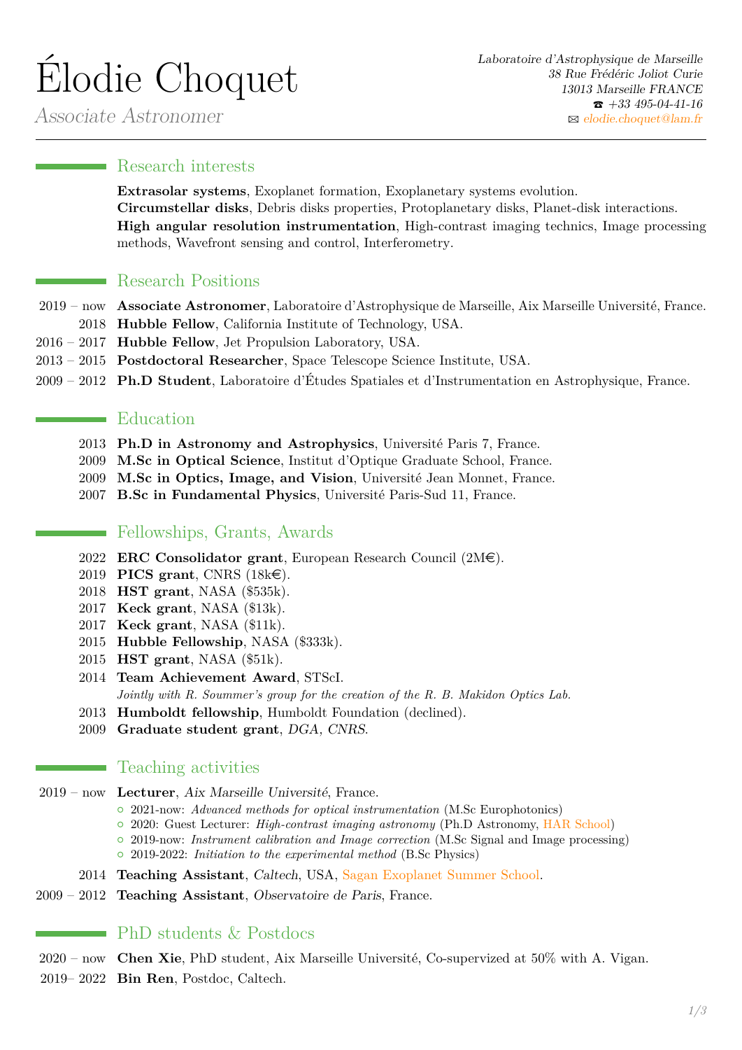# Élodie Choquet

*Associate Astronomer*

*Laboratoire d'Astrophysique de Marseille*
*38 Rue Frédéric Joliot Curie*
*13013 Marseille FRANCE*
☎ *+33 495-04-41-16*
✉ *elodie.choquet@lam.fr*

## Research interests

**Extrasolar systems**, Exoplanet formation, Exoplanetary systems evolution.
**Circumstellar disks**, Debris disks properties, Protoplanetary disks, Planet-disk interactions.
**High angular resolution instrumentation**, High-contrast imaging technics, Image processing methods, Wavefront sensing and control, Interferometry.

## Research Positions

- 2019 – now **Associate Astronomer**, Laboratoire d'Astrophysique de Marseille, Aix Marseille Université, France.
- 2018 **Hubble Fellow**, California Institute of Technology, USA.
- 2016 – 2017 **Hubble Fellow**, Jet Propulsion Laboratory, USA.
- 2013 – 2015 **Postdoctoral Researcher**, Space Telescope Science Institute, USA.
- 2009 – 2012 **Ph.D Student**, Laboratoire d'Études Spatiales et d'Instrumentation en Astrophysique, France.

## Education

- 2013 **Ph.D in Astronomy and Astrophysics**, Université Paris 7, France.
- 2009 **M.Sc in Optical Science**, Institut d'Optique Graduate School, France.
- 2009 **M.Sc in Optics, Image, and Vision**, Université Jean Monnet, France.
- 2007 **B.Sc in Fundamental Physics**, Université Paris-Sud 11, France.

## Fellowships, Grants, Awards

- 2022 **ERC Consolidator grant**, European Research Council (2M€).
- 2019 **PICS grant**, CNRS (18k€).
- 2018 **HST grant**, NASA ($535k).
- 2017 **Keck grant**, NASA ($13k).
- 2017 **Keck grant**, NASA ($11k).
- 2015 **Hubble Fellowship**, NASA ($333k).
- 2015 **HST grant**, NASA ($51k).
- 2014 **Team Achievement Award**, STScI.
  *Jointly with R. Soummer's group for the creation of the R. B. Makidon Optics Lab.*
- 2013 **Humboldt fellowship**, Humboldt Foundation (declined).
- 2009 **Graduate student grant**, *DGA, CNRS*.

## Teaching activities

- 2019 – now **Lecturer**, *Aix Marseille Université*, France.
  - 2021-now: *Advanced methods for optical instrumentation* (M.Sc Europhotonics)
  - 2020: Guest Lecturer: *High-contrast imaging astronomy* (Ph.D Astronomy, HAR School)
  - 2019-now: *Instrument calibration and Image correction* (M.Sc Signal and Image processing)
  - 2019-2022: *Initiation to the experimental method* (B.Sc Physics)
- 2014 **Teaching Assistant**, *Caltech*, USA, Sagan Exoplanet Summer School.
- 2009 – 2012 **Teaching Assistant**, *Observatoire de Paris*, France.

## PhD students & Postdocs

- 2020 – now **Chen Xie**, PhD student, Aix Marseille Université, Co-supervized at 50% with A. Vigan.
- 2019– 2022 **Bin Ren**, Postdoc, Caltech.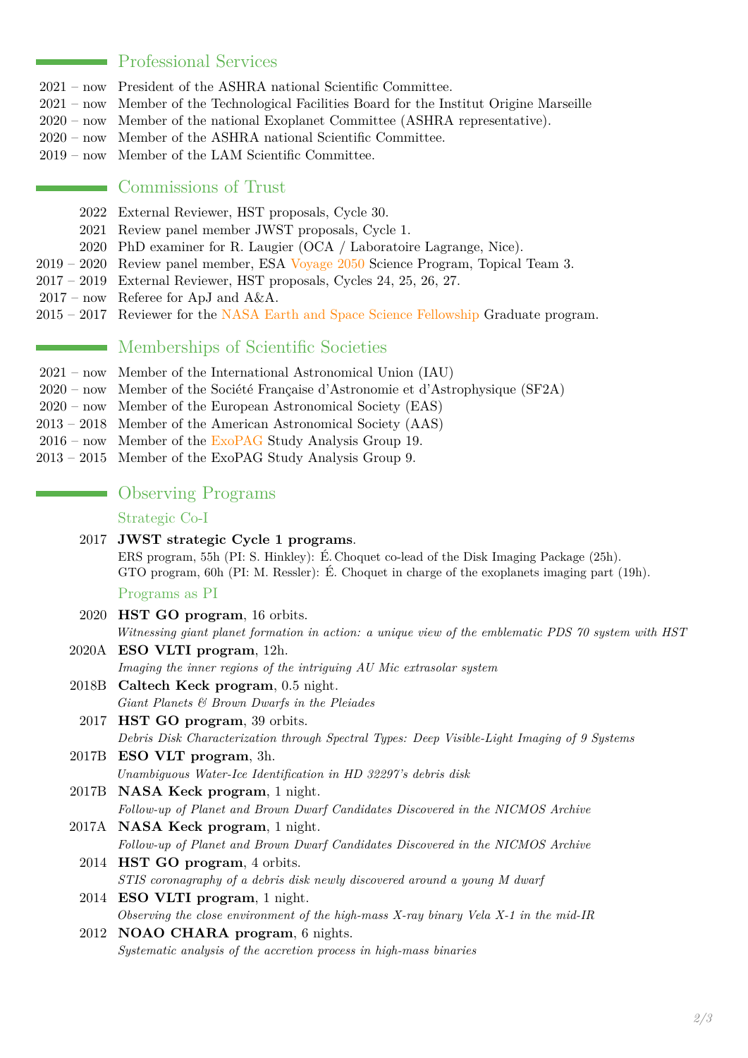## Professional Services

- 2021 – now President of the ASHRA national Scientific Committee.
- 2021 – now Member of the Technological Facilities Board for the Institut Origine Marseille
- 2020 – now Member of the national Exoplanet Committee (ASHRA representative).
- 2020 – now Member of the ASHRA national Scientific Committee.
- 2019 – now Member of the LAM Scientific Committee.

## Commissions of Trust

- 2022 External Reviewer, HST proposals, Cycle 30.
- 2021 Review panel member JWST proposals, Cycle 1.
- 2020 PhD examiner for R. Laugier (OCA / Laboratoire Lagrange, Nice).
- 2019 – 2020 Review panel member, ESA Voyage 2050 Science Program, Topical Team 3.
- 2017 – 2019 External Reviewer, HST proposals, Cycles 24, 25, 26, 27.
- 2017 – now Referee for ApJ and A&A.
- 2015 – 2017 Reviewer for the NASA Earth and Space Science Fellowship Graduate program.

## Memberships of Scientific Societies

- 2021 – now Member of the International Astronomical Union (IAU)
- 2020 – now Member of the Société Française d'Astronomie et d'Astrophysique (SF2A)
- 2020 – now Member of the European Astronomical Society (EAS)
- 2013 – 2018 Member of the American Astronomical Society (AAS)
- 2016 – now Member of the ExoPAG Study Analysis Group 19.
- 2013 – 2015 Member of the ExoPAG Study Analysis Group 9.

## Observing Programs

### Strategic Co-I

- 2017 **JWST strategic Cycle 1 programs**.
  ERS program, 55h (PI: S. Hinkley): É. Choquet co-lead of the Disk Imaging Package (25h).
  GTO program, 60h (PI: M. Ressler): É. Choquet in charge of the exoplanets imaging part (19h).

### Programs as PI

- 2020 **HST GO program**, 16 orbits.
  *Witnessing giant planet formation in action: a unique view of the emblematic PDS 70 system with HST*
- 2020A **ESO VLTI program**, 12h.
  *Imaging the inner regions of the intriguing AU Mic extrasolar system*
- 2018B **Caltech Keck program**, 0.5 night.
  *Giant Planets & Brown Dwarfs in the Pleiades*
- 2017 **HST GO program**, 39 orbits.
  *Debris Disk Characterization through Spectral Types: Deep Visible-Light Imaging of 9 Systems*
- 2017B **ESO VLT program**, 3h.
  *Unambiguous Water-Ice Identification in HD 32297's debris disk*
- 2017B **NASA Keck program**, 1 night.
  *Follow-up of Planet and Brown Dwarf Candidates Discovered in the NICMOS Archive*
- 2017A **NASA Keck program**, 1 night.
  *Follow-up of Planet and Brown Dwarf Candidates Discovered in the NICMOS Archive*
- 2014 **HST GO program**, 4 orbits.
  *STIS coronagraphy of a debris disk newly discovered around a young M dwarf*
- 2014 **ESO VLTI program**, 1 night.
  *Observing the close environment of the high-mass X-ray binary Vela X-1 in the mid-IR*
- 2012 **NOAO CHARA program**, 6 nights.
  *Systematic analysis of the accretion process in high-mass binaries*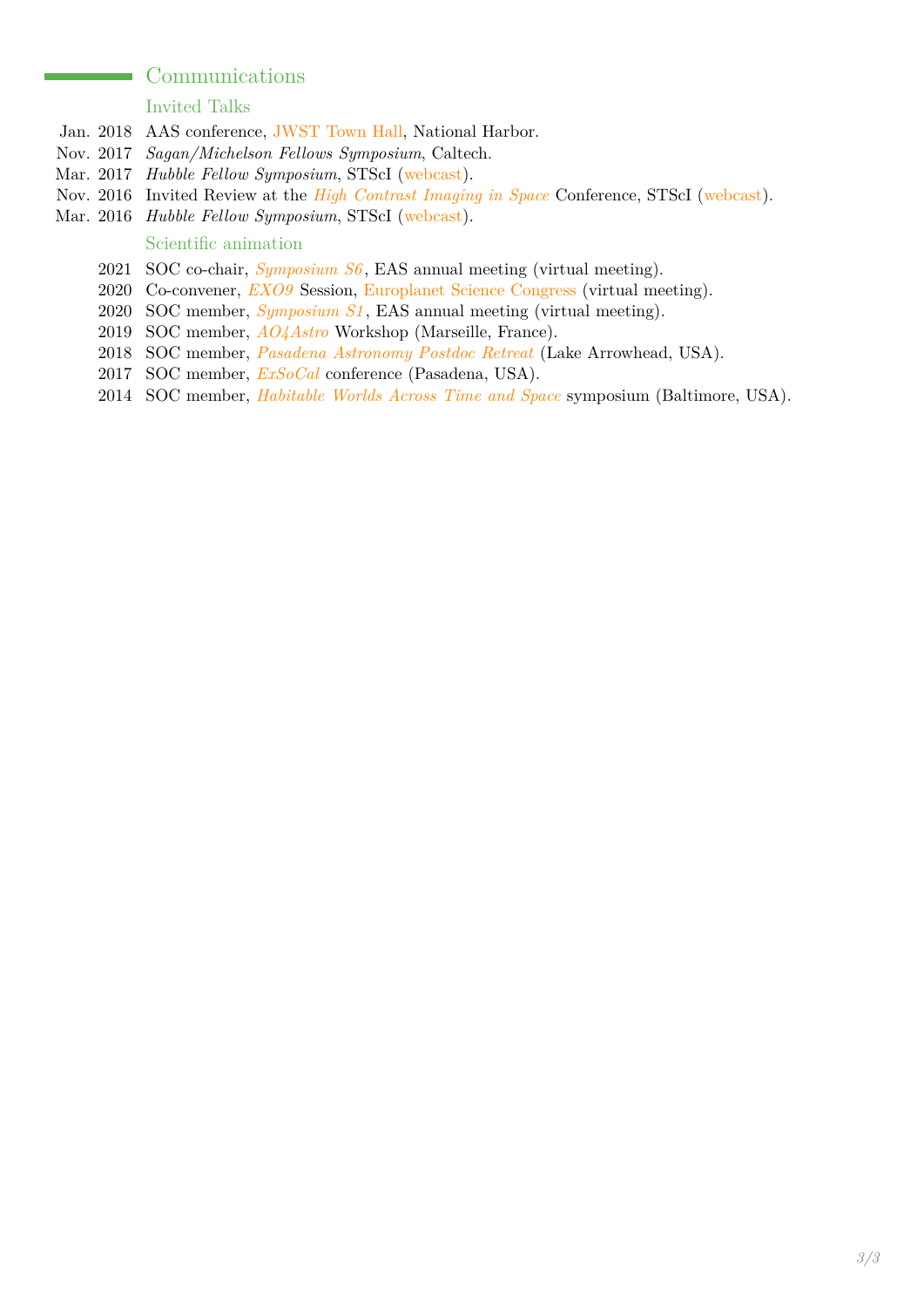## Communications

### Invited Talks

- Jan. 2018 AAS conference, JWST Town Hall, National Harbor.
- Nov. 2017 *Sagan/Michelson Fellows Symposium*, Caltech.
- Mar. 2017 *Hubble Fellow Symposium*, STScI (webcast).
- Nov. 2016 Invited Review at the *High Contrast Imaging in Space* Conference, STScI (webcast).
- Mar. 2016 *Hubble Fellow Symposium*, STScI (webcast).

### Scientific animation

- 2021 SOC co-chair, *Symposium S6*, EAS annual meeting (virtual meeting).
- 2020 Co-convener, *EXO9* Session, Europlanet Science Congress (virtual meeting).
- 2020 SOC member, *Symposium S1*, EAS annual meeting (virtual meeting).
- 2019 SOC member, *AO4Astro* Workshop (Marseille, France).
- 2018 SOC member, *Pasadena Astronomy Postdoc Retreat* (Lake Arrowhead, USA).
- 2017 SOC member, *ExSoCal* conference (Pasadena, USA).
- 2014 SOC member, *Habitable Worlds Across Time and Space* symposium (Baltimore, USA).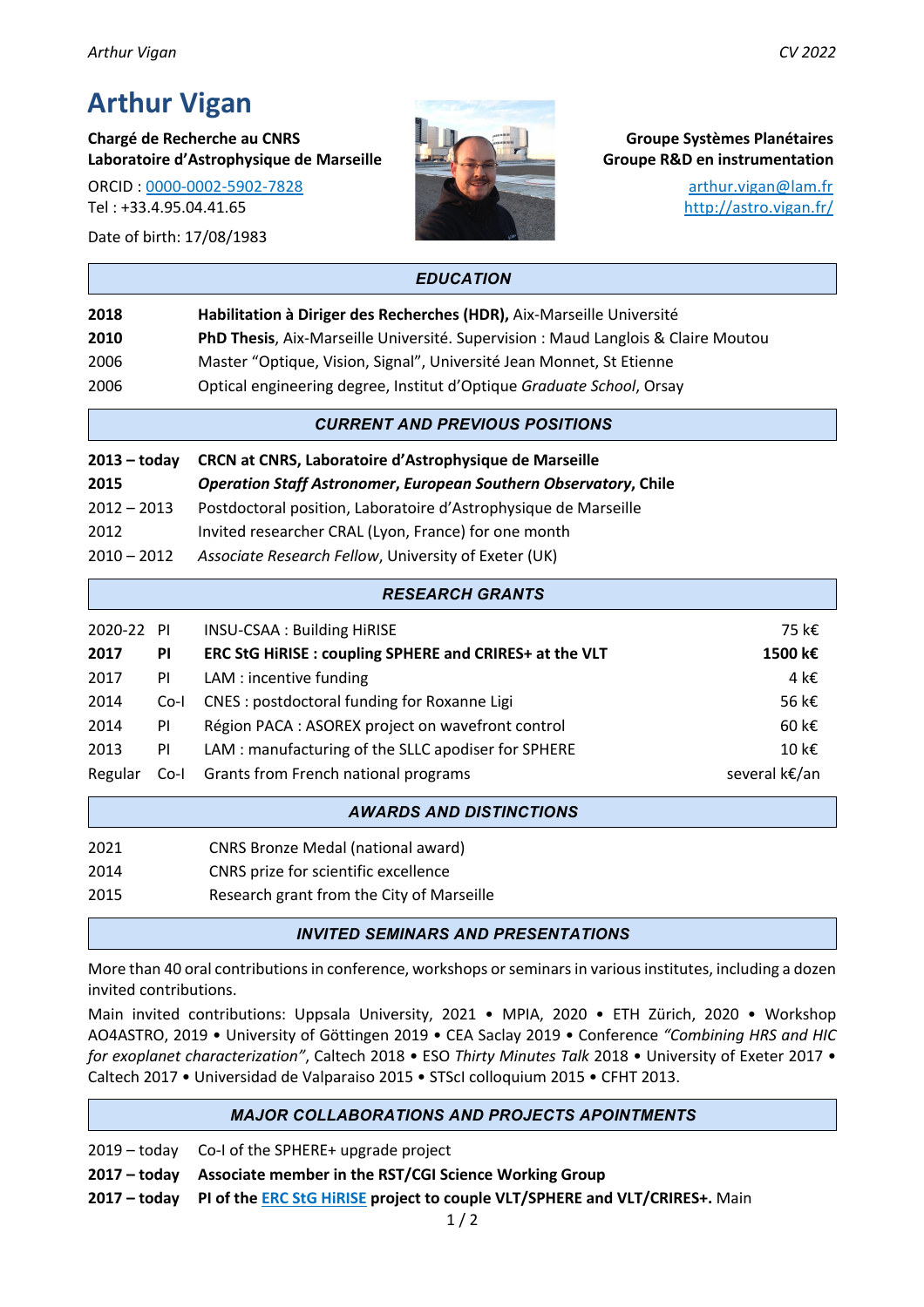# Arthur Vigan

**Chargé de Recherche au CNRS**
**Laboratoire d'Astrophysique de Marseille**

ORCID : [0000-0002-5902-7828](0000-0002-5902-7828)
Tel : +33.4.95.04.41.65

Date of birth: 17/08/1983

**Groupe Systèmes Planétaires**
**Groupe R&D en instrumentation**

[arthur.vigan@lam.fr](arthur.vigan@lam.fr)
[http://astro.vigan.fr/](http://astro.vigan.fr/)

## *EDUCATION*

| | |
|---|---|
| **2018** | **Habilitation à Diriger des Recherches (HDR),** Aix-Marseille Université |
| **2010** | **PhD Thesis**, Aix-Marseille Université. Supervision : Maud Langlois & Claire Moutou |
| 2006 | Master "Optique, Vision, Signal", Université Jean Monnet, St Etienne |
| 2006 | Optical engineering degree, Institut d'Optique *Graduate School*, Orsay |

## *CURRENT AND PREVIOUS POSITIONS*

| | |
|---|---|
| **2013 – today** | **CRCN at CNRS, Laboratoire d'Astrophysique de Marseille** |
| **2015** | ***Operation Staff Astronomer*, *European Southern Observatory*, Chile** |
| 2012 – 2013 | Postdoctoral position, Laboratoire d'Astrophysique de Marseille |
| 2012 | Invited researcher CRAL (Lyon, France) for one month |
| 2010 – 2012 | *Associate Research Fellow*, University of Exeter (UK) |

## *RESEARCH GRANTS*

| | | | |
|---|---|---|---|
| 2020-22 | PI | INSU-CSAA : Building HiRISE | 75 k€ |
| **2017** | **PI** | **ERC StG HiRISE : coupling SPHERE and CRIRES+ at the VLT** | **1500 k€** |
| 2017 | PI | LAM : incentive funding | 4 k€ |
| 2014 | Co-I | CNES : postdoctoral funding for Roxanne Ligi | 56 k€ |
| 2014 | PI | Région PACA : ASOREX project on wavefront control | 60 k€ |
| 2013 | PI | LAM : manufacturing of the SLLC apodiser for SPHERE | 10 k€ |
| Regular | Co-I | Grants from French national programs | several k€/an |

## *AWARDS AND DISTINCTIONS*

| | |
|---|---|
| 2021 | CNRS Bronze Medal (national award) |
| 2014 | CNRS prize for scientific excellence |
| 2015 | Research grant from the City of Marseille |

## *INVITED SEMINARS AND PRESENTATIONS*

More than 40 oral contributions in conference, workshops or seminars in various institutes, including a dozen invited contributions.

Main invited contributions: Uppsala University, 2021 • MPIA, 2020 • ETH Zürich, 2020 • Workshop AO4ASTRO, 2019 • University of Göttingen 2019 • CEA Saclay 2019 • Conference *"Combining HRS and HIC for exoplanet characterization"*, Caltech 2018 • ESO *Thirty Minutes Talk* 2018 • University of Exeter 2017 • Caltech 2017 • Universidad de Valparaiso 2015 • STScI colloquium 2015 • CFHT 2013.

## *MAJOR COLLABORATIONS AND PROJECTS APOINTMENTS*

| | |
|---|---|
| 2019 – today | Co-I of the SPHERE+ upgrade project |
| **2017 – today** | **Associate member in the RST/CGI Science Working Group** |
| **2017 – today** | **PI of the [ERC StG HiRISE](ERC StG HiRISE) project to couple VLT/SPHERE and VLT/CRIRES+.** Main |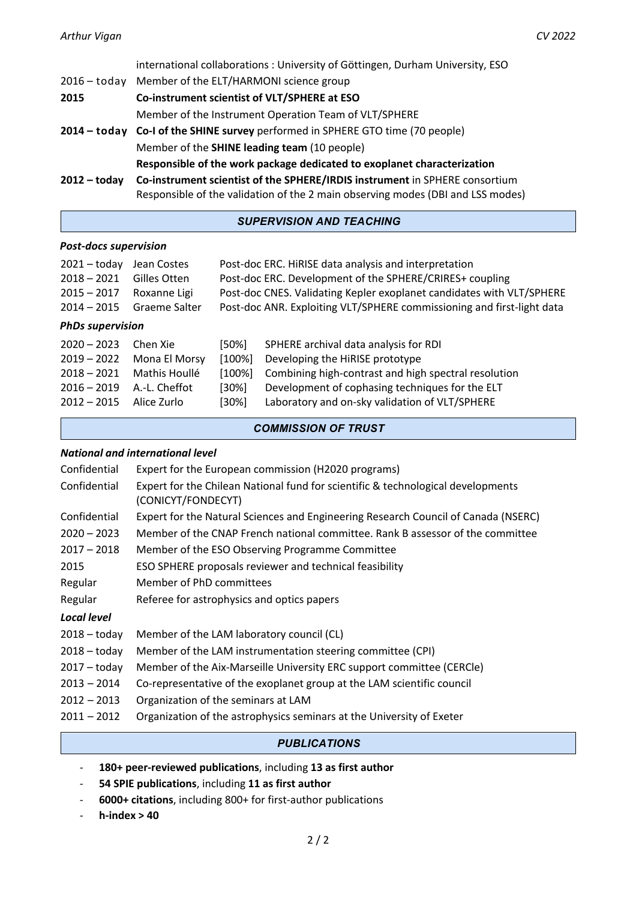| | |
|---|---|
| | international collaborations : University of Göttingen, Durham University, ESO |
| 2016 – today | Member of the ELT/HARMONI science group |
| **2015** | **Co-instrument scientist of VLT/SPHERE at ESO** |
| | Member of the Instrument Operation Team of VLT/SPHERE |
| **2014 – today** | **Co-I of the SHINE survey** performed in SPHERE GTO time (70 people) |
| | Member of the **SHINE leading team** (10 people) |
| | **Responsible of the work package dedicated to exoplanet characterization** |
| **2012 – today** | **Co-instrument scientist of the SPHERE/IRDIS instrument** in SPHERE consortium |
| | Responsible of the validation of the 2 main observing modes (DBI and LSS modes) |

## SUPERVISION AND TEACHING

### *Post-docs supervision*

| | | |
|---|---|---|
| 2021 – today | Jean Costes | Post-doc ERC. HiRISE data analysis and interpretation |
| 2018 – 2021 | Gilles Otten | Post-doc ERC. Development of the SPHERE/CRIRES+ coupling |
| 2015 – 2017 | Roxanne Ligi | Post-doc CNES. Validating Kepler exoplanet candidates with VLT/SPHERE |
| 2014 – 2015 | Graeme Salter | Post-doc ANR. Exploiting VLT/SPHERE commissioning and first-light data |

### *PhDs supervision*

| | | | |
|---|---|---|---|
| 2020 – 2023 | Chen Xie | [50%] | SPHERE archival data analysis for RDI |
| 2019 – 2022 | Mona El Morsy | [100%] | Developing the HiRISE prototype |
| 2018 – 2021 | Mathis Houllé | [100%] | Combining high-contrast and high spectral resolution |
| 2016 – 2019 | A.-L. Cheffot | [30%] | Development of cophasing techniques for the ELT |
| 2012 – 2015 | Alice Zurlo | [30%] | Laboratory and on-sky validation of VLT/SPHERE |

## COMMISSION OF TRUST

### *National and international level*

| | |
|---|---|
| Confidential | Expert for the European commission (H2020 programs) |
| Confidential | Expert for the Chilean National fund for scientific & technological developments (CONICYT/FONDECYT) |
| Confidential | Expert for the Natural Sciences and Engineering Research Council of Canada (NSERC) |
| 2020 – 2023 | Member of the CNAP French national committee. Rank B assessor of the committee |
| 2017 – 2018 | Member of the ESO Observing Programme Committee |
| 2015 | ESO SPHERE proposals reviewer and technical feasibility |
| Regular | Member of PhD committees |
| Regular | Referee for astrophysics and optics papers |

### *Local level*

| | |
|---|---|
| 2018 – today | Member of the LAM laboratory council (CL) |
| 2018 – today | Member of the LAM instrumentation steering committee (CPI) |
| 2017 – today | Member of the Aix-Marseille University ERC support committee (CERCle) |
| 2013 – 2014 | Co-representative of the exoplanet group at the LAM scientific council |
| 2012 – 2013 | Organization of the seminars at LAM |
| 2011 – 2012 | Organization of the astrophysics seminars at the University of Exeter |

## PUBLICATIONS

- **180+ peer-reviewed publications**, including **13 as first author**
- **54 SPIE publications**, including **11 as first author**
- **6000+ citations**, including 800+ for first-author publications
- **h-index > 40**